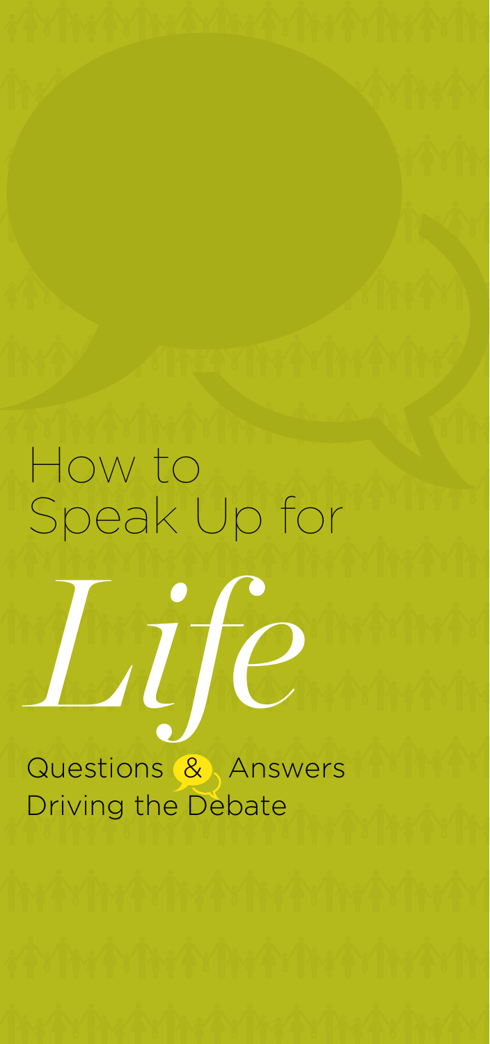# How to Speak Up for *Life*

Questions & Answers Driving the Debate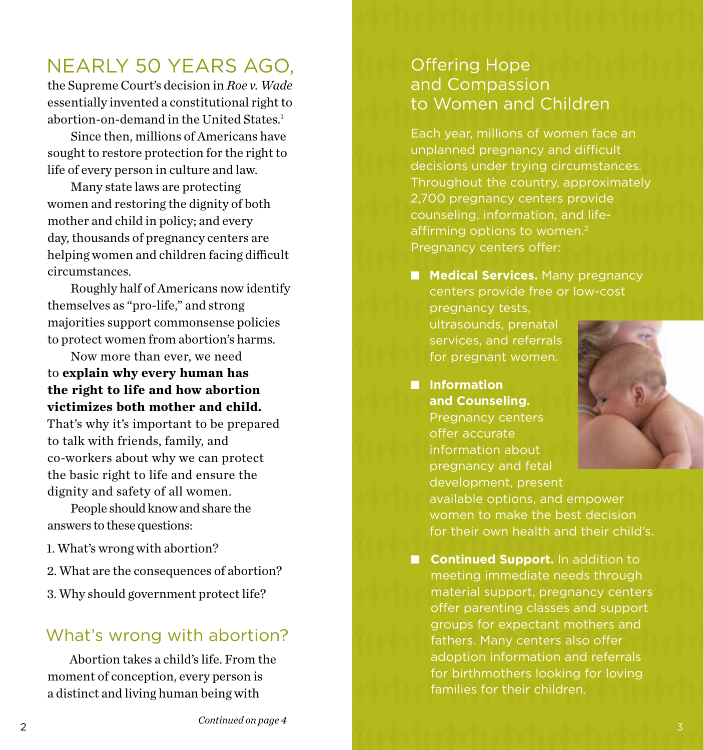## NEARLY 50 YEARS AGO,

the Supreme Court's decision in *Roe v. Wade* essentially invented a constitutional right to abortion-on-demand in the United States.[1]

Since then, millions of Americans have sought to restore protection for the right to life of every person in culture and law.

Many state laws are protecting women and restoring the dignity of both mother and child in policy; and every day, thousands of pregnancy centers are helping women and children facing difficult circumstances.

Roughly half of Americans now identify themselves as "pro-life," and strong majorities support commonsense policies to protect women from abortion's harms.

Now more than ever, we need to **explain why every human has the right to life and how abortion victimizes both mother and child.** That's why it's important to be prepared to talk with friends, family, and co-workers about why we can protect the basic right to life and ensure the dignity and safety of all women.

People should know and share the answers to these questions:

1. What's wrong with abortion?
2. What are the consequences of abortion?
3. Why should government protect life?

## What's wrong with abortion?

Abortion takes a child's life. From the moment of conception, every person is a distinct and living human being with

*Continued on page 4*

## Offering Hope and Compassion to Women and Children

Each year, millions of women face an unplanned pregnancy and difficult decisions under trying circumstances. Throughout the country, approximately 2,700 pregnancy centers provide counseling, information, and life-affirming options to women.[2] Pregnancy centers offer:

- **Medical Services.** Many pregnancy centers provide free or low-cost pregnancy tests, ultrasounds, prenatal services, and referrals for pregnant women.
- **Information and Counseling.** Pregnancy centers offer accurate information about pregnancy and fetal development, present available options, and empower women to make the best decision for their own health and their child's.
- **Continued Support.** In addition to meeting immediate needs through material support, pregnancy centers offer parenting classes and support groups for expectant mothers and fathers. Many centers also offer adoption information and referrals for birthmothers looking for loving families for their children.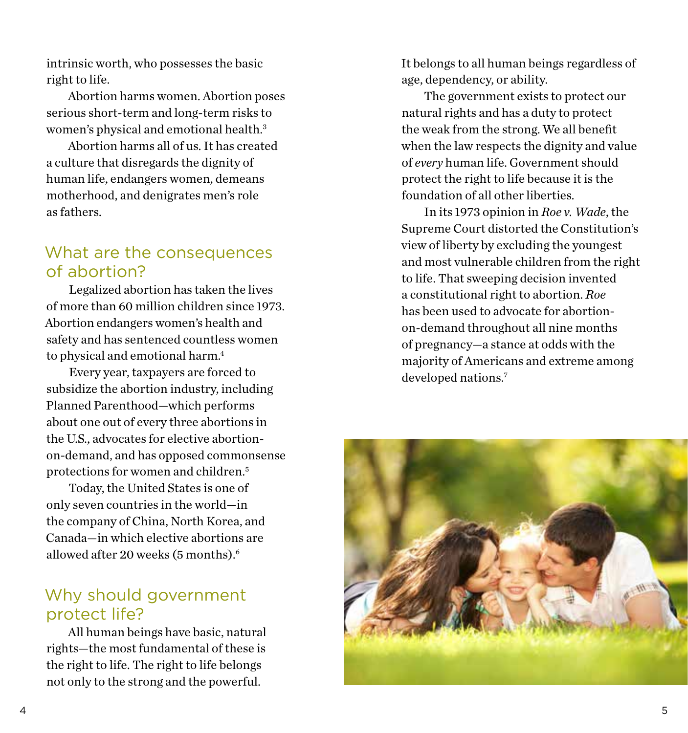intrinsic worth, who possesses the basic right to life.

Abortion harms women. Abortion poses serious short-term and long-term risks to women's physical and emotional health.[3]

Abortion harms all of us. It has created a culture that disregards the dignity of human life, endangers women, demeans motherhood, and denigrates men's role as fathers.

## What are the consequences of abortion?

Legalized abortion has taken the lives of more than 60 million children since 1973. Abortion endangers women's health and safety and has sentenced countless women to physical and emotional harm.[4]

Every year, taxpayers are forced to subsidize the abortion industry, including Planned Parenthood—which performs about one out of every three abortions in the U.S., advocates for elective abortion-on-demand, and has opposed commonsense protections for women and children.[5]

Today, the United States is one of only seven countries in the world—in the company of China, North Korea, and Canada—in which elective abortions are allowed after 20 weeks (5 months).[6]

## Why should government protect life?

All human beings have basic, natural rights—the most fundamental of these is the right to life. The right to life belongs not only to the strong and the powerful. It belongs to all human beings regardless of age, dependency, or ability.

The government exists to protect our natural rights and has a duty to protect the weak from the strong. We all benefit when the law respects the dignity and value of *every* human life. Government should protect the right to life because it is the foundation of all other liberties.

In its 1973 opinion in *Roe v. Wade*, the Supreme Court distorted the Constitution's view of liberty by excluding the youngest and most vulnerable children from the right to life. That sweeping decision invented a constitutional right to abortion. *Roe* has been used to advocate for abortion-on-demand throughout all nine months of pregnancy—a stance at odds with the majority of Americans and extreme among developed nations.[7]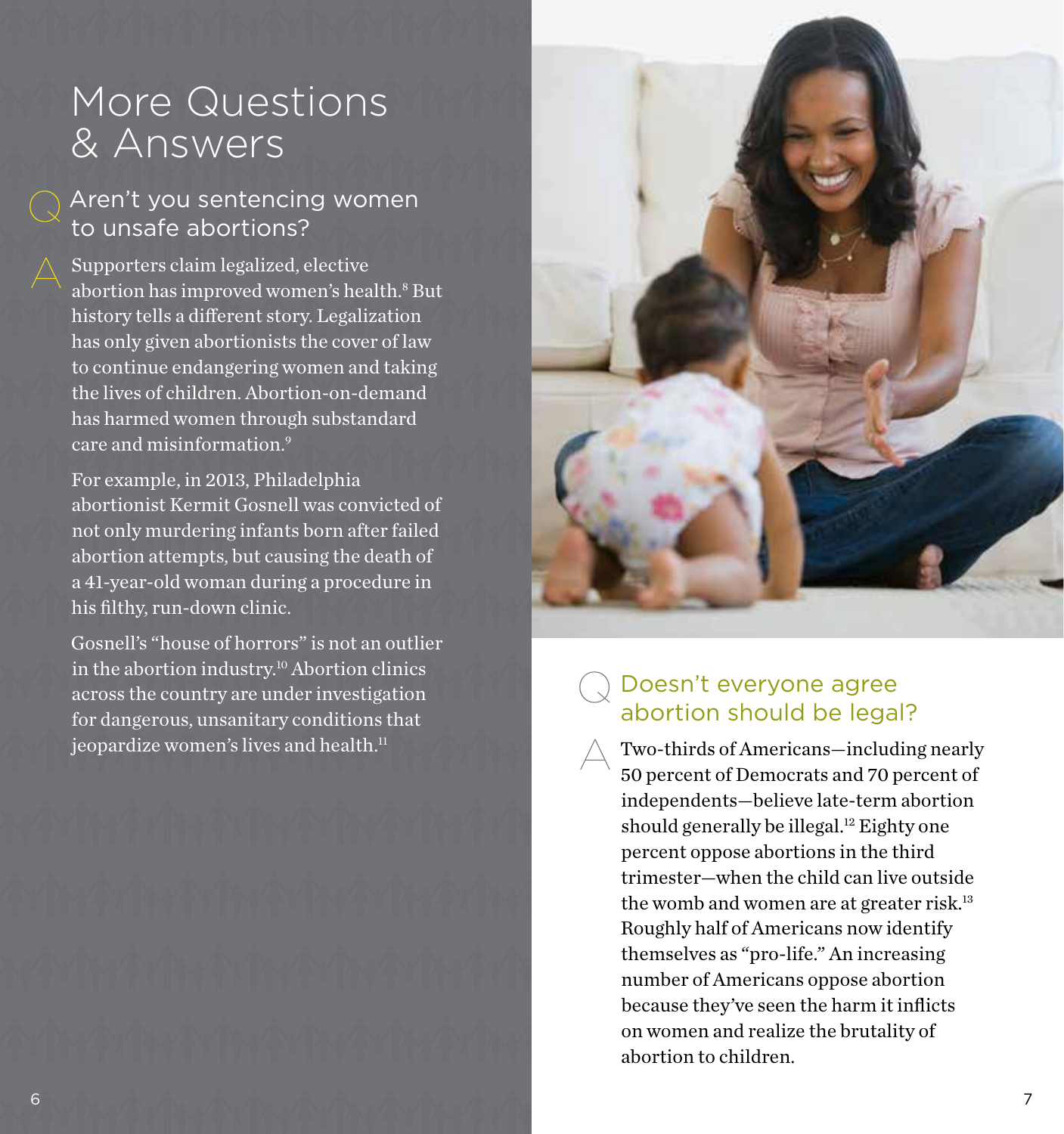# More Questions & Answers

## Q Aren't you sentencing women to unsafe abortions?

**A** Supporters claim legalized, elective abortion has improved women's health.[8] But history tells a different story. Legalization has only given abortionists the cover of law to continue endangering women and taking the lives of children. Abortion-on-demand has harmed women through substandard care and misinformation.[9]

For example, in 2013, Philadelphia abortionist Kermit Gosnell was convicted of not only murdering infants born after failed abortion attempts, but causing the death of a 41-year-old woman during a procedure in his filthy, run-down clinic.

Gosnell's "house of horrors" is not an outlier in the abortion industry.[10] Abortion clinics across the country are under investigation for dangerous, unsanitary conditions that jeopardize women's lives and health.[11]

## Q Doesn't everyone agree abortion should be legal?

**A** Two-thirds of Americans—including nearly 50 percent of Democrats and 70 percent of independents—believe late-term abortion should generally be illegal.[12] Eighty one percent oppose abortions in the third trimester—when the child can live outside the womb and women are at greater risk.[13] Roughly half of Americans now identify themselves as "pro-life." An increasing number of Americans oppose abortion because they've seen the harm it inflicts on women and realize the brutality of abortion to children.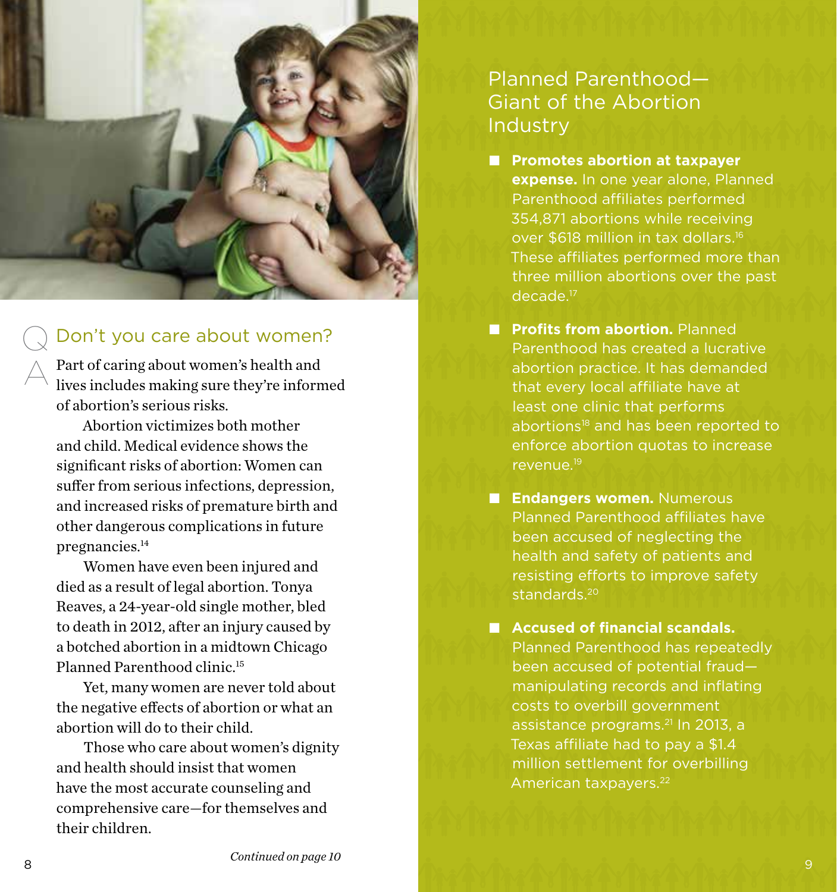## Don't you care about women?

Part of caring about women's health and lives includes making sure they're informed of abortion's serious risks.

Abortion victimizes both mother and child. Medical evidence shows the significant risks of abortion: Women can suffer from serious infections, depression, and increased risks of premature birth and other dangerous complications in future pregnancies.[14]

Women have even been injured and died as a result of legal abortion. Tonya Reaves, a 24-year-old single mother, bled to death in 2012, after an injury caused by a botched abortion in a midtown Chicago Planned Parenthood clinic.[15]

Yet, many women are never told about the negative effects of abortion or what an abortion will do to their child.

Those who care about women's dignity and health should insist that women have the most accurate counseling and comprehensive care—for themselves and their children.

*Continued on page 10*

## Planned Parenthood—Giant of the Abortion Industry

- **Promotes abortion at taxpayer expense.** In one year alone, Planned Parenthood affiliates performed 354,871 abortions while receiving over $618 million in tax dollars.[16] These affiliates performed more than three million abortions over the past decade.[17]
- **Profits from abortion.** Planned Parenthood has created a lucrative abortion practice. It has demanded that every local affiliate have at least one clinic that performs abortions[18] and has been reported to enforce abortion quotas to increase revenue.[19]
- **Endangers women.** Numerous Planned Parenthood affiliates have been accused of neglecting the health and safety of patients and resisting efforts to improve safety standards.[20]
- **Accused of financial scandals.** Planned Parenthood has repeatedly been accused of potential fraud—manipulating records and inflating costs to overbill government assistance programs.[21] In 2013, a Texas affiliate had to pay a $1.4 million settlement for overbilling American taxpayers.[22]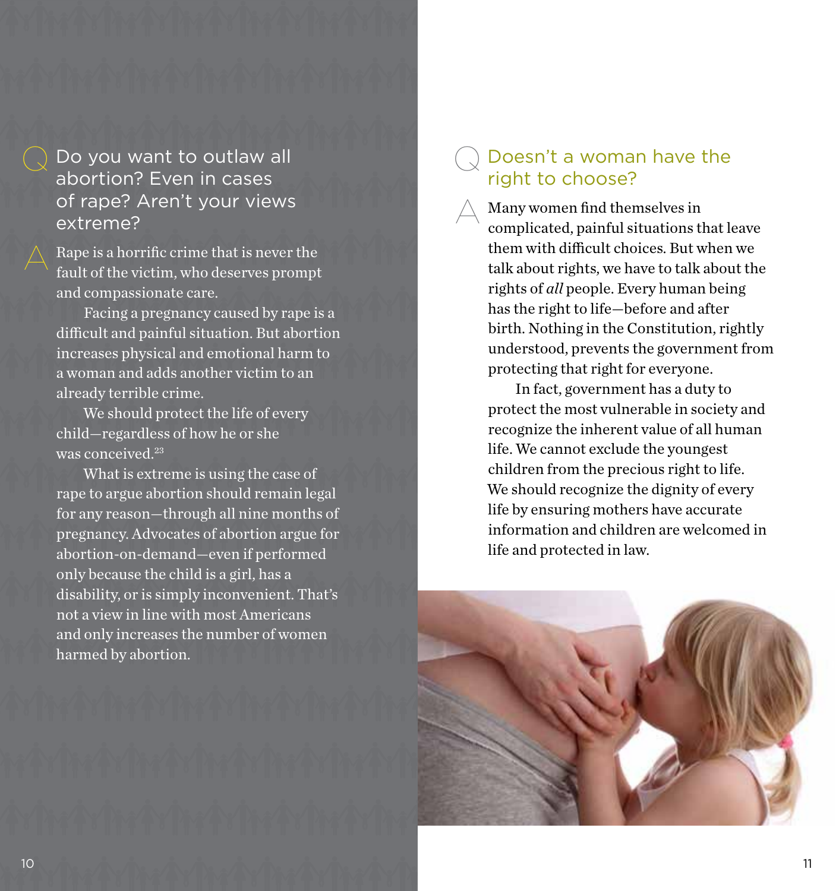## Do you want to outlaw all abortion? Even in cases of rape? Aren't your views extreme?

Rape is a horrific crime that is never the fault of the victim, who deserves prompt and compassionate care.

Facing a pregnancy caused by rape is a difficult and painful situation. But abortion increases physical and emotional harm to a woman and adds another victim to an already terrible crime.

We should protect the life of every child—regardless of how he or she was conceived.[23]

What is extreme is using the case of rape to argue abortion should remain legal for any reason—through all nine months of pregnancy. Advocates of abortion argue for abortion-on-demand—even if performed only because the child is a girl, has a disability, or is simply inconvenient. That's not a view in line with most Americans and only increases the number of women harmed by abortion.

## Doesn't a woman have the right to choose?

Many women find themselves in complicated, painful situations that leave them with difficult choices. But when we talk about rights, we have to talk about the rights of *all* people. Every human being has the right to life—before and after birth. Nothing in the Constitution, rightly understood, prevents the government from protecting that right for everyone.

In fact, government has a duty to protect the most vulnerable in society and recognize the inherent value of all human life. We cannot exclude the youngest children from the precious right to life. We should recognize the dignity of every life by ensuring mothers have accurate information and children are welcomed in life and protected in law.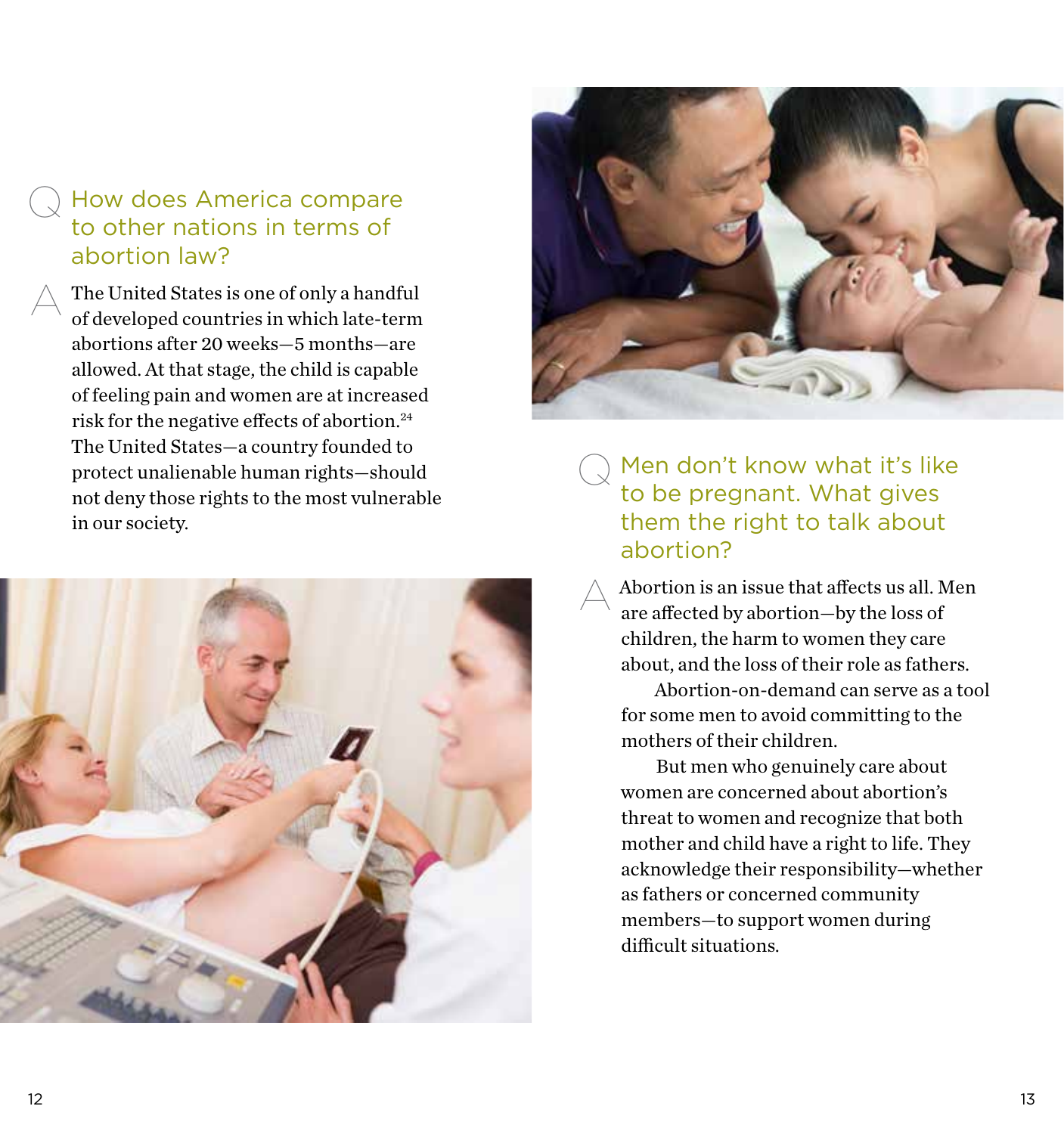## How does America compare to other nations in terms of abortion law?

The United States is one of only a handful of developed countries in which late-term abortions after 20 weeks—5 months—are allowed. At that stage, the child is capable of feeling pain and women are at increased risk for the negative effects of abortion.[24] The United States—a country founded to protect unalienable human rights—should not deny those rights to the most vulnerable in our society.

## Men don't know what it's like to be pregnant. What gives them the right to talk about abortion?

Abortion is an issue that affects us all. Men are affected by abortion—by the loss of children, the harm to women they care about, and the loss of their role as fathers.

Abortion-on-demand can serve as a tool for some men to avoid committing to the mothers of their children.

But men who genuinely care about women are concerned about abortion's threat to women and recognize that both mother and child have a right to life. They acknowledge their responsibility—whether as fathers or concerned community members—to support women during difficult situations.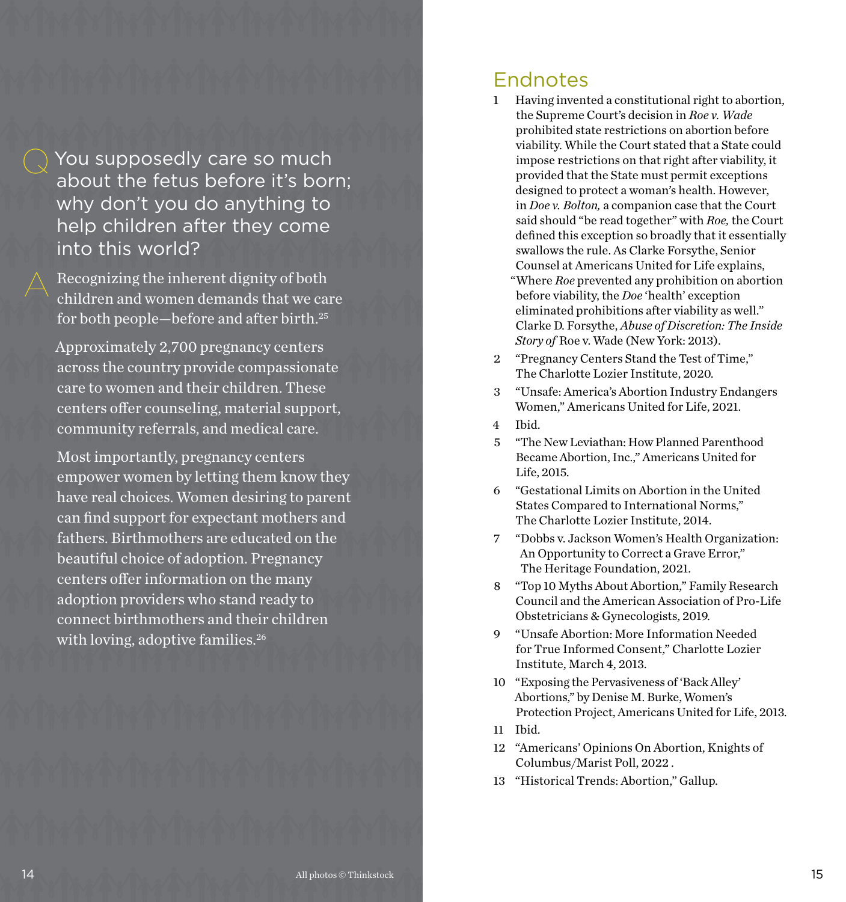**Q** You supposedly care so much about the fetus before it's born; why don't you do anything to help children after they come into this world?

**A** Recognizing the inherent dignity of both children and women demands that we care for both people—before and after birth.[25]

Approximately 2,700 pregnancy centers across the country provide compassionate care to women and their children. These centers offer counseling, material support, community referrals, and medical care.

Most importantly, pregnancy centers empower women by letting them know they have real choices. Women desiring to parent can find support for expectant mothers and fathers. Birthmothers are educated on the beautiful choice of adoption. Pregnancy centers offer information on the many adoption providers who stand ready to connect birthmothers and their children with loving, adoptive families.[26]

All photos © Thinkstock

## Endnotes

1. Having invented a constitutional right to abortion, the Supreme Court's decision in *Roe v. Wade* prohibited state restrictions on abortion before viability. While the Court stated that a State could impose restrictions on that right after viability, it provided that the State must permit exceptions designed to protect a woman's health. However, in *Doe v. Bolton,* a companion case that the Court said should "be read together" with *Roe,* the Court defined this exception so broadly that it essentially swallows the rule. As Clarke Forsythe, Senior Counsel at Americans United for Life explains, "Where *Roe* prevented any prohibition on abortion before viability, the *Doe* 'health' exception eliminated prohibitions after viability as well." Clarke D. Forsythe, *Abuse of Discretion: The Inside Story of* Roe v. Wade (New York: 2013).
2. "Pregnancy Centers Stand the Test of Time," The Charlotte Lozier Institute, 2020.
3. "Unsafe: America's Abortion Industry Endangers Women," Americans United for Life, 2021.
4. Ibid.
5. "The New Leviathan: How Planned Parenthood Became Abortion, Inc.," Americans United for Life, 2015.
6. "Gestational Limits on Abortion in the United States Compared to International Norms," The Charlotte Lozier Institute, 2014.
7. "Dobbs v. Jackson Women's Health Organization: An Opportunity to Correct a Grave Error," The Heritage Foundation, 2021.
8. "Top 10 Myths About Abortion," Family Research Council and the American Association of Pro-Life Obstetricians & Gynecologists, 2019.
9. "Unsafe Abortion: More Information Needed for True Informed Consent," Charlotte Lozier Institute, March 4, 2013.
10. "Exposing the Pervasiveness of 'Back Alley' Abortions," by Denise M. Burke, Women's Protection Project, Americans United for Life, 2013.
11. Ibid.
12. "Americans' Opinions On Abortion, Knights of Columbus/Marist Poll, 2022 .
13. "Historical Trends: Abortion," Gallup.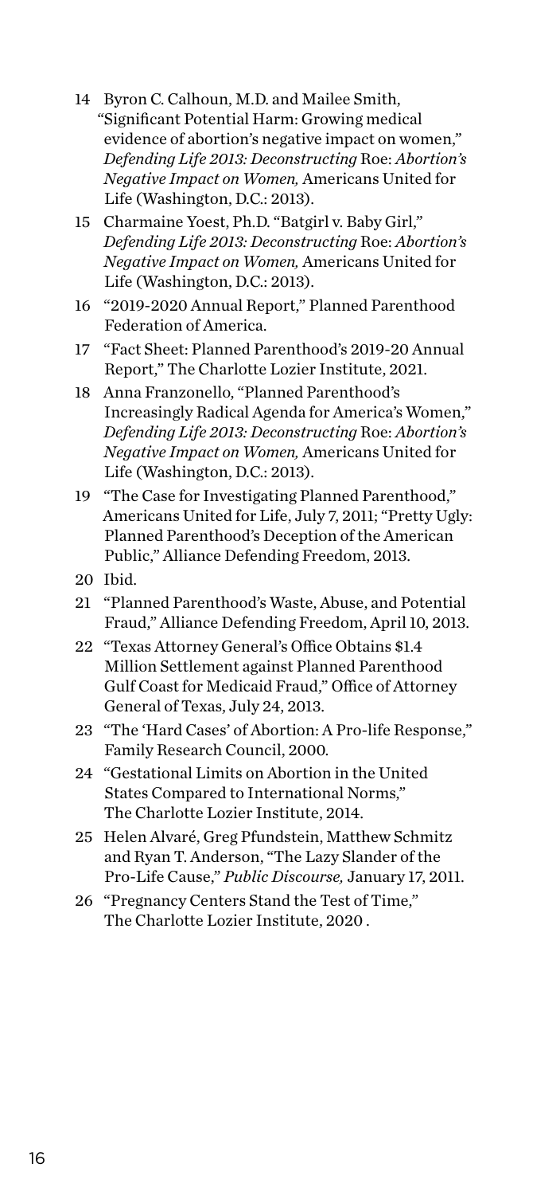14 Byron C. Calhoun, M.D. and Mailee Smith, "Significant Potential Harm: Growing medical evidence of abortion's negative impact on women," *Defending Life 2013: Deconstructing* Roe: *Abortion's Negative Impact on Women,* Americans United for Life (Washington, D.C.: 2013).

15 Charmaine Yoest, Ph.D. "Batgirl v. Baby Girl," *Defending Life 2013: Deconstructing* Roe: *Abortion's Negative Impact on Women,* Americans United for Life (Washington, D.C.: 2013).

16 "2019-2020 Annual Report," Planned Parenthood Federation of America.

17 "Fact Sheet: Planned Parenthood's 2019-20 Annual Report," The Charlotte Lozier Institute, 2021.

18 Anna Franzonello, "Planned Parenthood's Increasingly Radical Agenda for America's Women," *Defending Life 2013: Deconstructing* Roe: *Abortion's Negative Impact on Women,* Americans United for Life (Washington, D.C.: 2013).

19 "The Case for Investigating Planned Parenthood," Americans United for Life, July 7, 2011; "Pretty Ugly: Planned Parenthood's Deception of the American Public," Alliance Defending Freedom, 2013.

20 Ibid.

21 "Planned Parenthood's Waste, Abuse, and Potential Fraud," Alliance Defending Freedom, April 10, 2013.

22 "Texas Attorney General's Office Obtains $1.4 Million Settlement against Planned Parenthood Gulf Coast for Medicaid Fraud," Office of Attorney General of Texas, July 24, 2013.

23 "The 'Hard Cases' of Abortion: A Pro-life Response," Family Research Council, 2000.

24 "Gestational Limits on Abortion in the United States Compared to International Norms," The Charlotte Lozier Institute, 2014.

25 Helen Alvaré, Greg Pfundstein, Matthew Schmitz and Ryan T. Anderson, "The Lazy Slander of the Pro-Life Cause," *Public Discourse,* January 17, 2011.

26 "Pregnancy Centers Stand the Test of Time," The Charlotte Lozier Institute, 2020 .